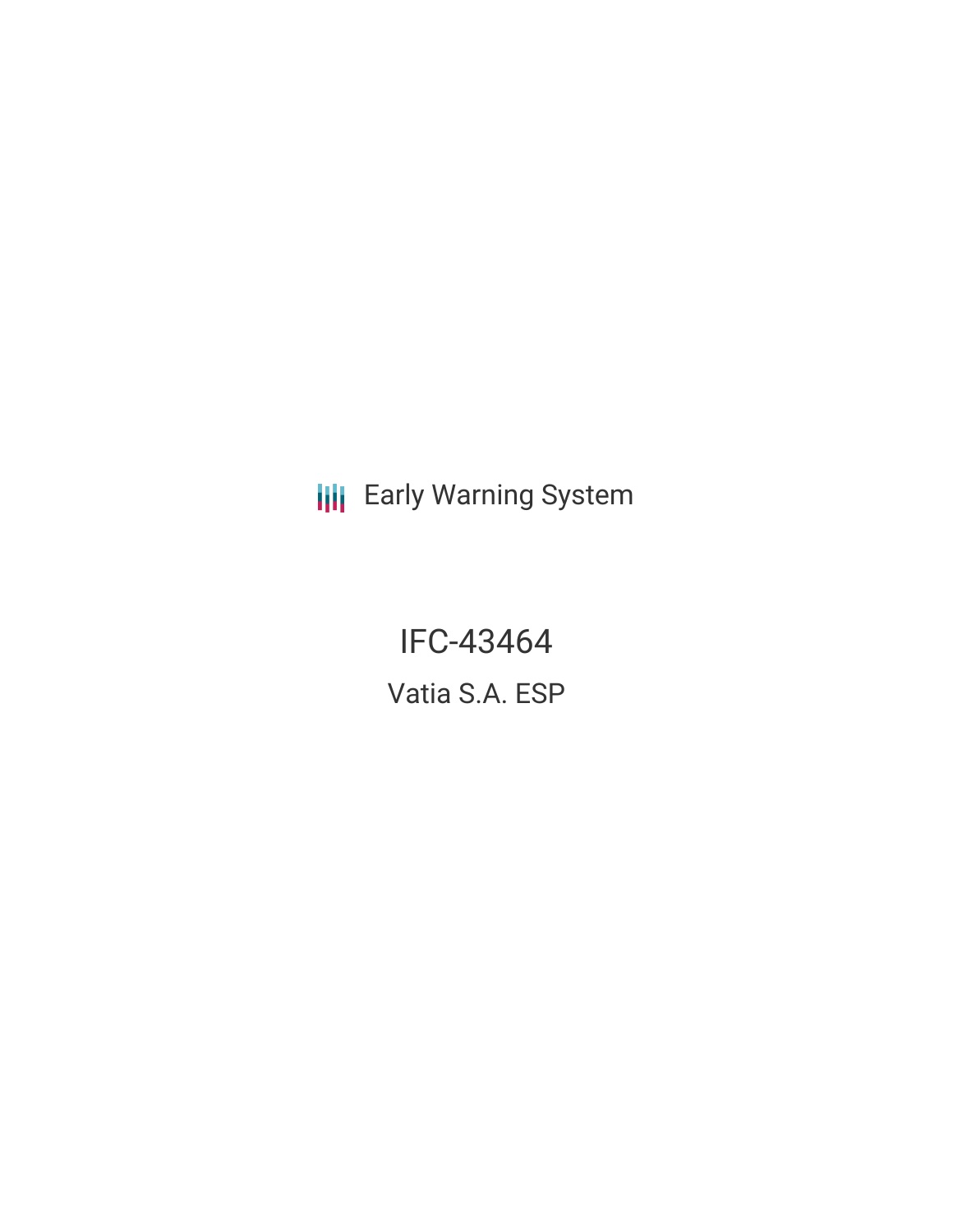Early Warning System

# IFC-43464

## Vatia S.A. ESP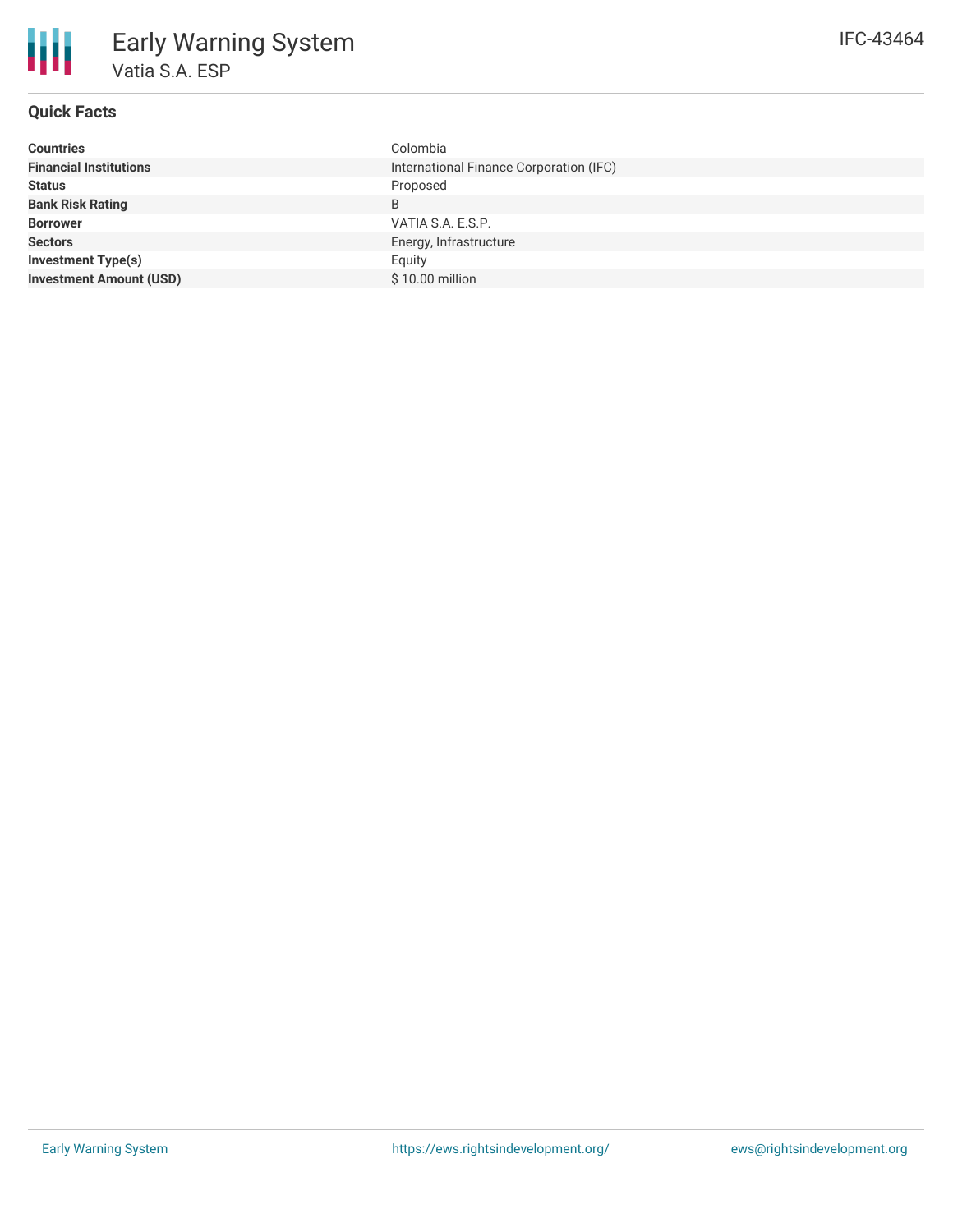# Early Warning System

## Vatia S.A. ESP

IFC-43464

### Quick Facts

| | |
|---|---|
| **Countries** | Colombia |
| **Financial Institutions** | International Finance Corporation (IFC) |
| **Status** | Proposed |
| **Bank Risk Rating** | B |
| **Borrower** | VATIA S.A. E.S.P. |
| **Sectors** | Energy, Infrastructure |
| **Investment Type(s)** | Equity |
| **Investment Amount (USD)** | $ 10.00 million |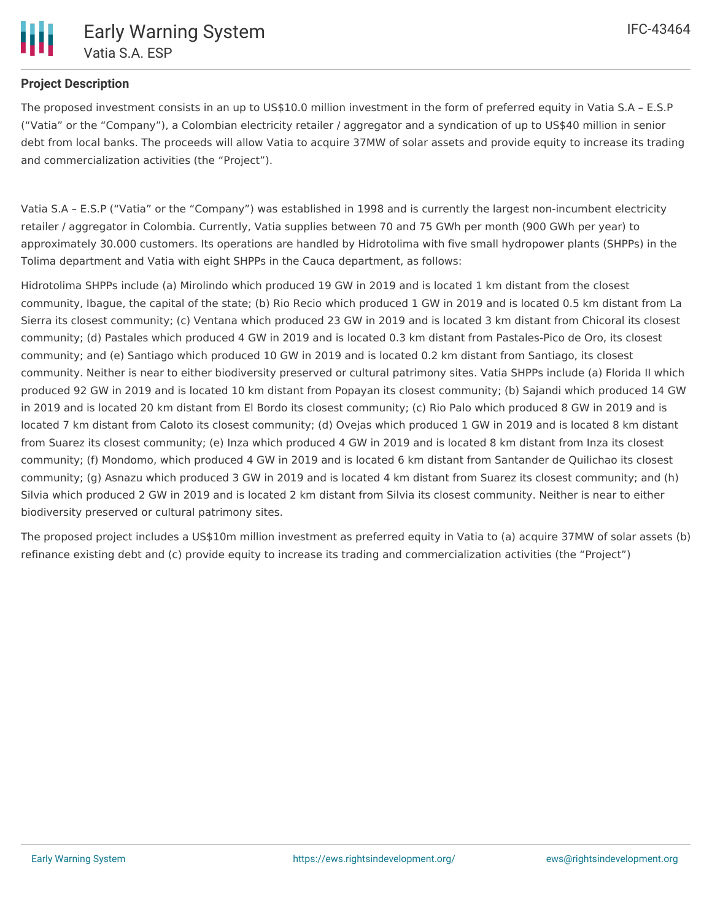## Project Description

The proposed investment consists in an up to US$10.0 million investment in the form of preferred equity in Vatia S.A – E.S.P ("Vatia" or the "Company"), a Colombian electricity retailer / aggregator and a syndication of up to US$40 million in senior debt from local banks. The proceeds will allow Vatia to acquire 37MW of solar assets and provide equity to increase its trading and commercialization activities (the "Project").

Vatia S.A – E.S.P ("Vatia" or the "Company") was established in 1998 and is currently the largest non-incumbent electricity retailer / aggregator in Colombia. Currently, Vatia supplies between 70 and 75 GWh per month (900 GWh per year) to approximately 30.000 customers. Its operations are handled by Hidrotolima with five small hydropower plants (SHPPs) in the Tolima department and Vatia with eight SHPPs in the Cauca department, as follows:

Hidrotolima SHPPs include (a) Mirolindo which produced 19 GW in 2019 and is located 1 km distant from the closest community, Ibague, the capital of the state; (b) Rio Recio which produced 1 GW in 2019 and is located 0.5 km distant from La Sierra its closest community; (c) Ventana which produced 23 GW in 2019 and is located 3 km distant from Chicoral its closest community; (d) Pastales which produced 4 GW in 2019 and is located 0.3 km distant from Pastales-Pico de Oro, its closest community; and (e) Santiago which produced 10 GW in 2019 and is located 0.2 km distant from Santiago, its closest community. Neither is near to either biodiversity preserved or cultural patrimony sites. Vatia SHPPs include (a) Florida II which produced 92 GW in 2019 and is located 10 km distant from Popayan its closest community; (b) Sajandi which produced 14 GW in 2019 and is located 20 km distant from El Bordo its closest community; (c) Rio Palo which produced 8 GW in 2019 and is located 7 km distant from Caloto its closest community; (d) Ovejas which produced 1 GW in 2019 and is located 8 km distant from Suarez its closest community; (e) Inza which produced 4 GW in 2019 and is located 8 km distant from Inza its closest community; (f) Mondomo, which produced 4 GW in 2019 and is located 6 km distant from Santander de Quilichao its closest community; (g) Asnazu which produced 3 GW in 2019 and is located 4 km distant from Suarez its closest community; and (h) Silvia which produced 2 GW in 2019 and is located 2 km distant from Silvia its closest community. Neither is near to either biodiversity preserved or cultural patrimony sites.

The proposed project includes a US$10m million investment as preferred equity in Vatia to (a) acquire 37MW of solar assets (b) refinance existing debt and (c) provide equity to increase its trading and commercialization activities (the "Project")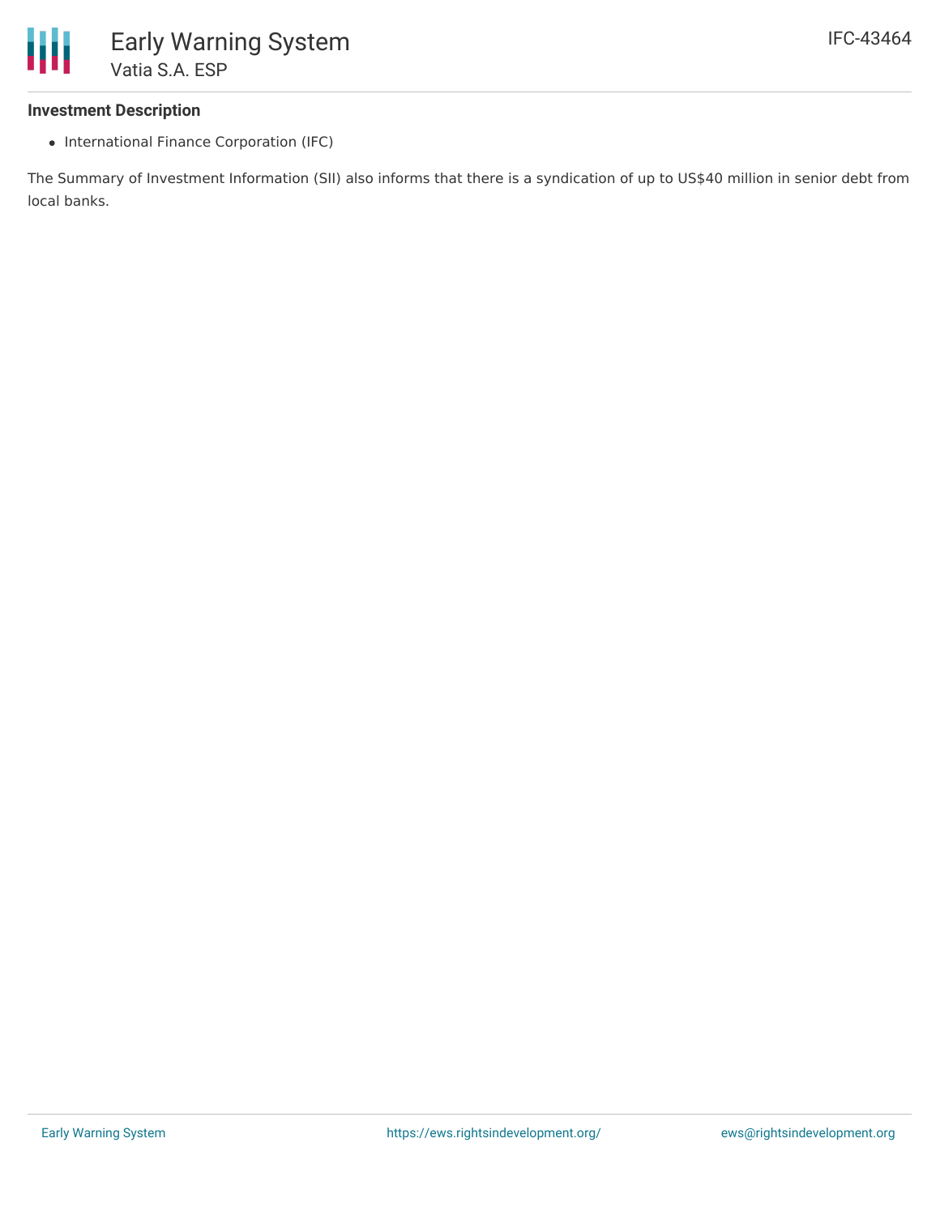### Investment Description

- International Finance Corporation (IFC)

The Summary of Investment Information (SII) also informs that there is a syndication of up to US$40 million in senior debt from local banks.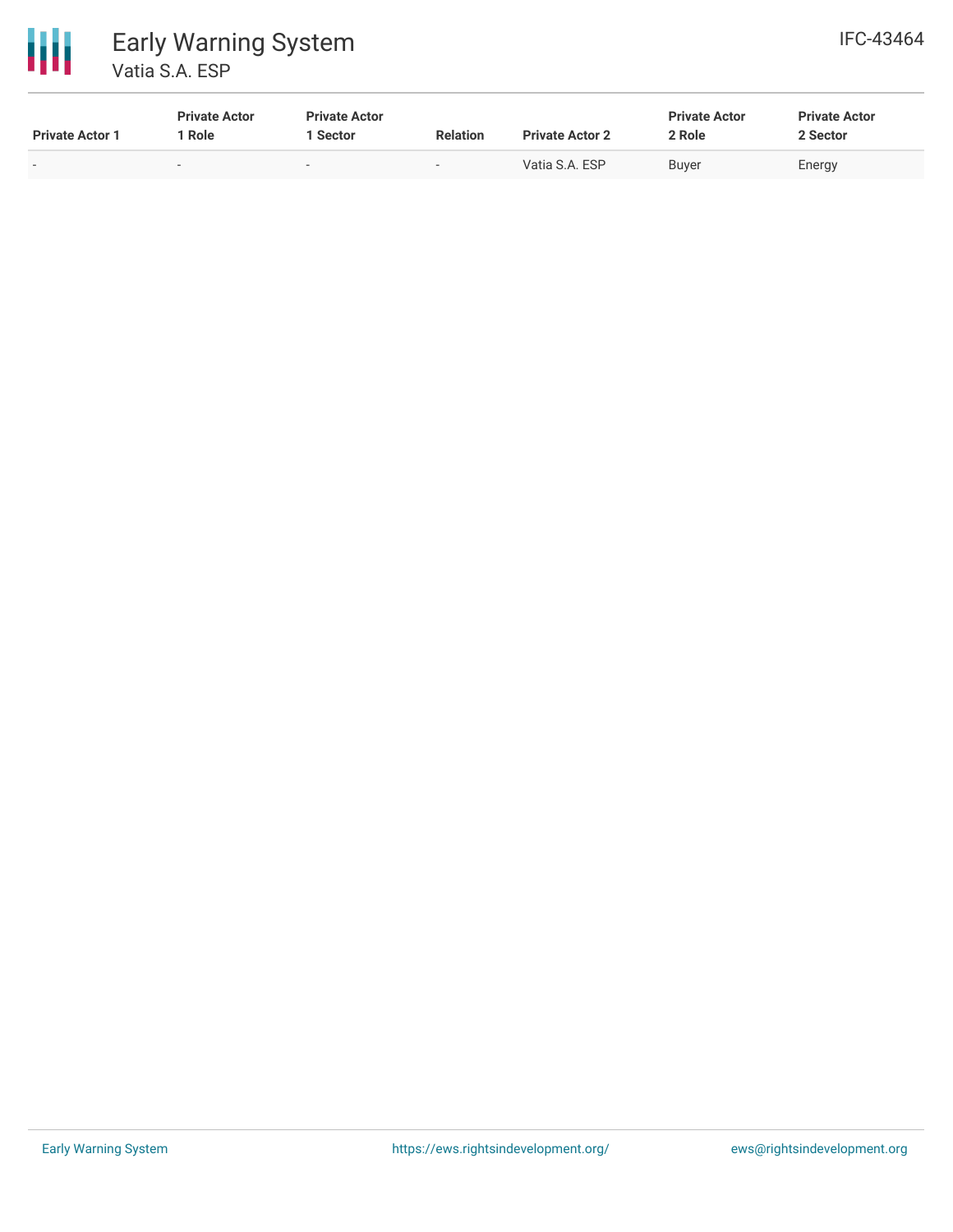| Private Actor 1 | Private Actor 1 Role | Private Actor 1 Sector | Relation | Private Actor 2 | Private Actor 2 Role | Private Actor 2 Sector |
|---|---|---|---|---|---|---|
| - | - | - | - | Vatia S.A. ESP | Buyer | Energy |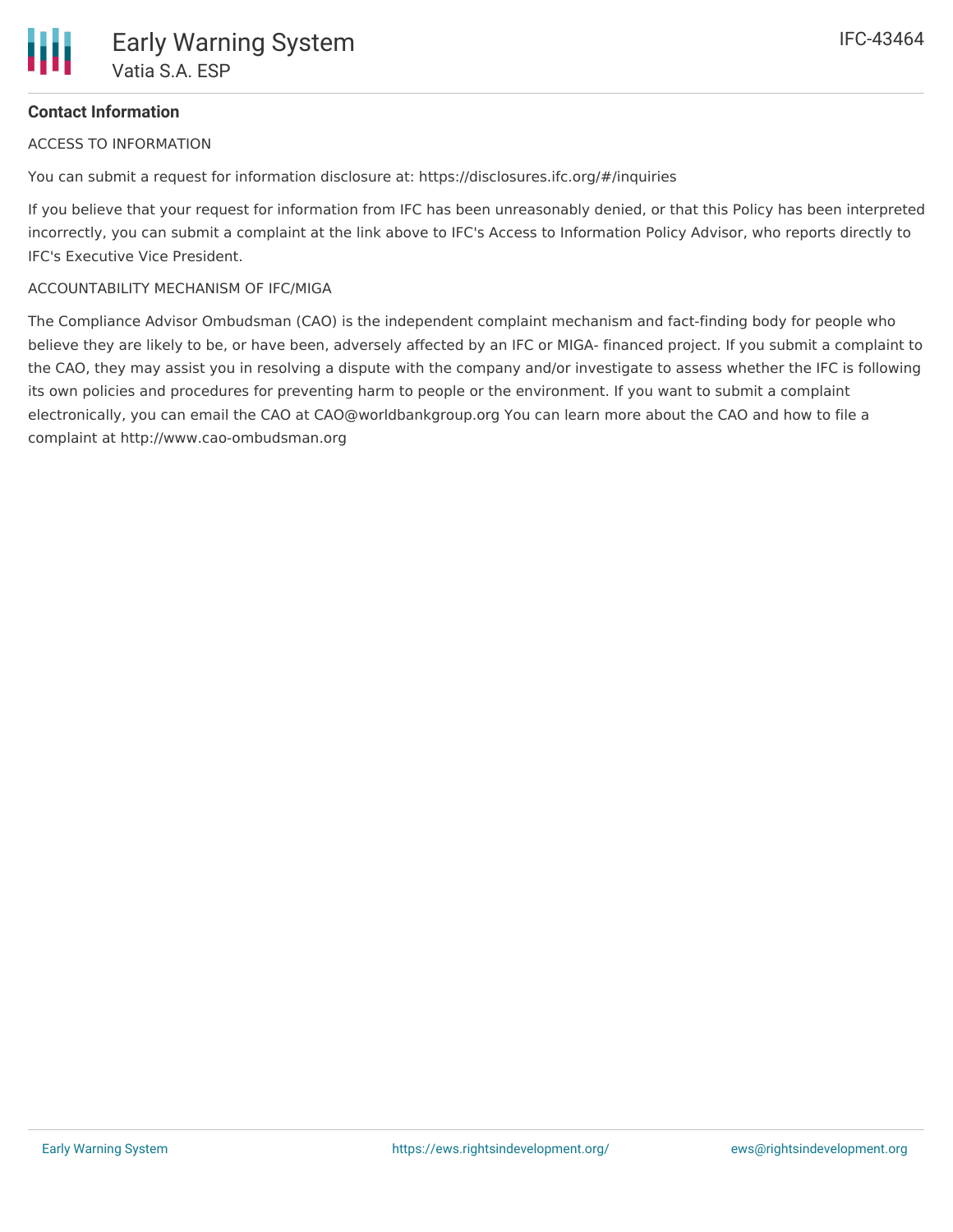## Contact Information

ACCESS TO INFORMATION

You can submit a request for information disclosure at: https://disclosures.ifc.org/#/inquiries

If you believe that your request for information from IFC has been unreasonably denied, or that this Policy has been interpreted incorrectly, you can submit a complaint at the link above to IFC's Access to Information Policy Advisor, who reports directly to IFC's Executive Vice President.

ACCOUNTABILITY MECHANISM OF IFC/MIGA

The Compliance Advisor Ombudsman (CAO) is the independent complaint mechanism and fact-finding body for people who believe they are likely to be, or have been, adversely affected by an IFC or MIGA- financed project. If you submit a complaint to the CAO, they may assist you in resolving a dispute with the company and/or investigate to assess whether the IFC is following its own policies and procedures for preventing harm to people or the environment. If you want to submit a complaint electronically, you can email the CAO at CAO@worldbankgroup.org You can learn more about the CAO and how to file a complaint at http://www.cao-ombudsman.org